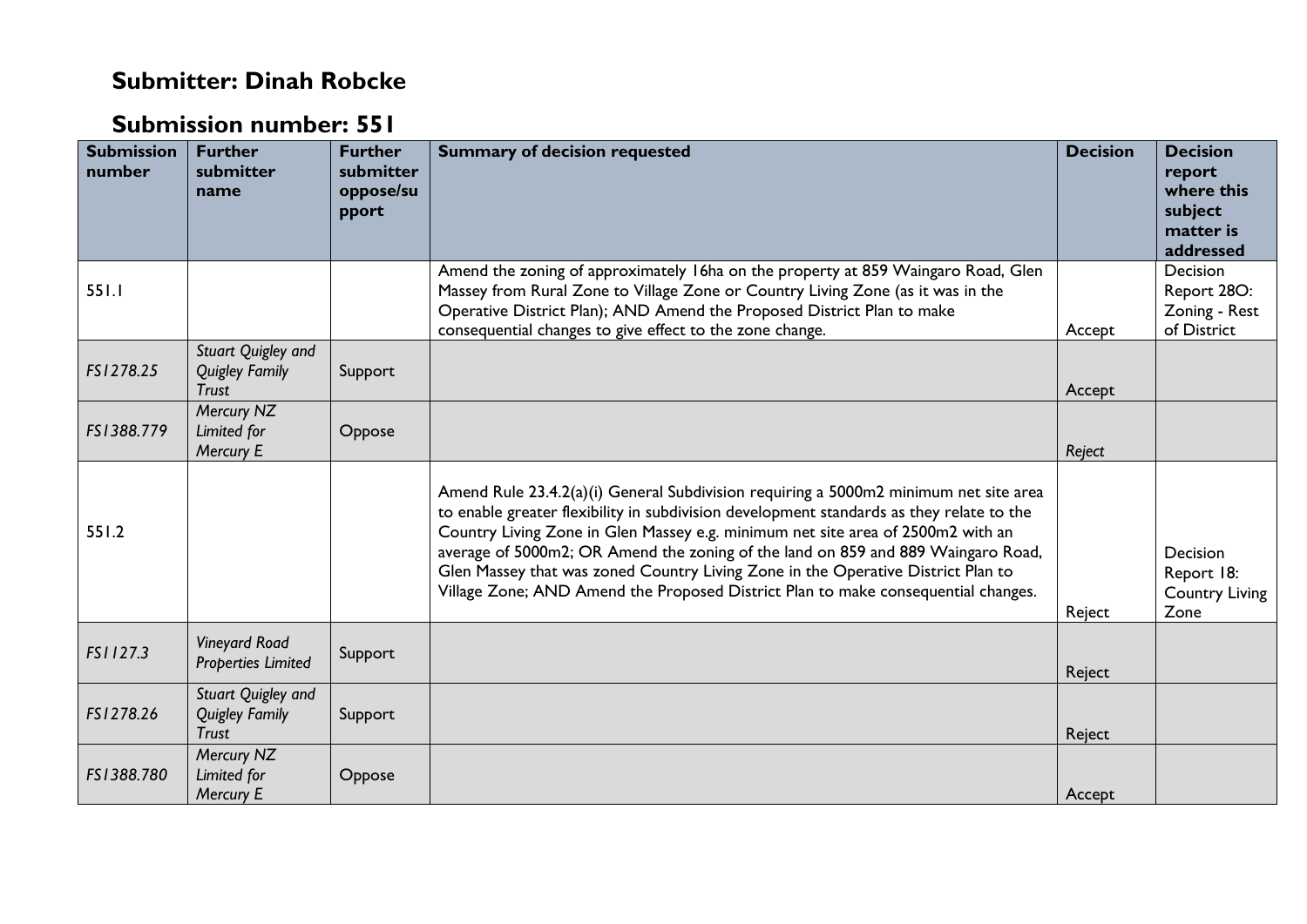# Submitter: Dinah Robcke

# Submission number: 551

| Submission number | Further submitter name | Further submitter oppose/support | Summary of decision requested | Decision | Decision report where this subject matter is addressed |
|---|---|---|---|---|---|
| 551.1 | | | Amend the zoning of approximately 16ha on the property at 859 Waingaro Road, Glen Massey from Rural Zone to Village Zone or Country Living Zone (as it was in the Operative District Plan); AND Amend the Proposed District Plan to make consequential changes to give effect to the zone change. | Accept | Decision Report 28O: Zoning - Rest of District |
| *FS1278.25* | *Stuart Quigley and Quigley Family Trust* | Support | | Accept | |
| *FS1388.779* | *Mercury NZ Limited for Mercury E* | Oppose | | *Reject* | |
| 551.2 | | | Amend Rule 23.4.2(a)(i) General Subdivision requiring a 5000m2 minimum net site area to enable greater flexibility in subdivision development standards as they relate to the Country Living Zone in Glen Massey e.g. minimum net site area of 2500m2 with an average of 5000m2; OR Amend the zoning of the land on 859 and 889 Waingaro Road, Glen Massey that was zoned Country Living Zone in the Operative District Plan to Village Zone; AND Amend the Proposed District Plan to make consequential changes. | Reject | Decision Report 18: Country Living Zone |
| *FS1127.3* | *Vineyard Road Properties Limited* | Support | | Reject | |
| *FS1278.26* | *Stuart Quigley and Quigley Family Trust* | Support | | Reject | |
| *FS1388.780* | *Mercury NZ Limited for Mercury E* | Oppose | | Accept | |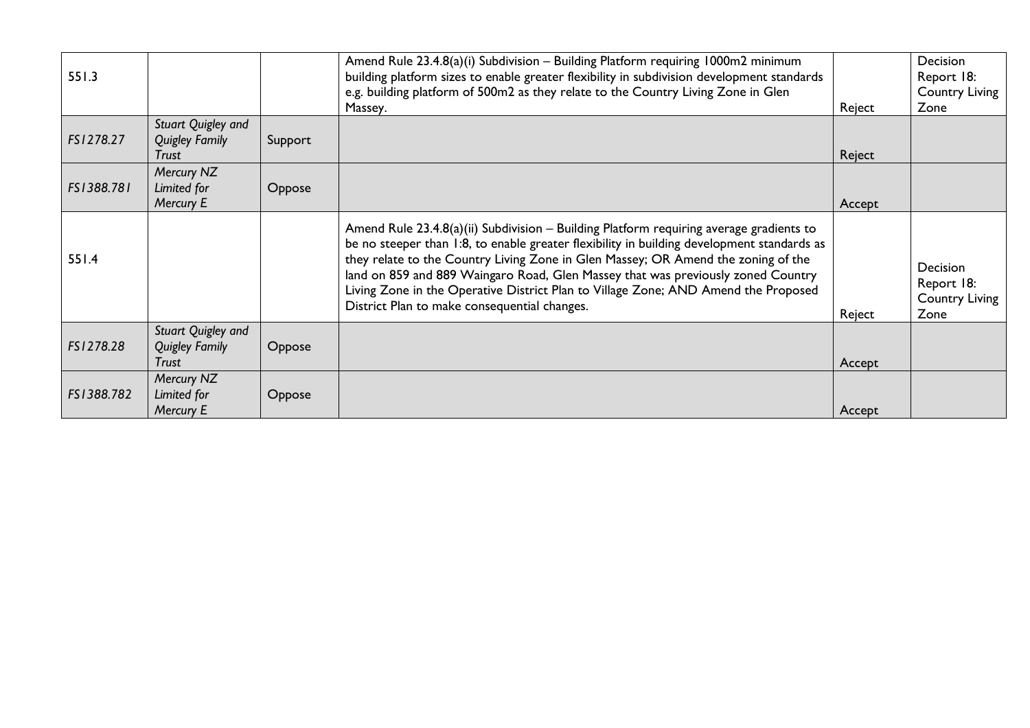| | | | | | |
|---|---|---|---|---|---|
| 551.3 | | | Amend Rule 23.4.8(a)(i) Subdivision – Building Platform requiring 1000m2 minimum building platform sizes to enable greater flexibility in subdivision development standards e.g. building platform of 500m2 as they relate to the Country Living Zone in Glen Massey. | Reject | Decision Report 18: Country Living Zone |
| *FS1278.27* | *Stuart Quigley and Quigley Family Trust* | Support | | Reject | |
| *FS1388.781* | *Mercury NZ Limited for Mercury E* | Oppose | | Accept | |
| 551.4 | | | Amend Rule 23.4.8(a)(ii) Subdivision – Building Platform requiring average gradients to be no steeper than 1:8, to enable greater flexibility in building development standards as they relate to the Country Living Zone in Glen Massey; OR Amend the zoning of the land on 859 and 889 Waingaro Road, Glen Massey that was previously zoned Country Living Zone in the Operative District Plan to Village Zone; AND Amend the Proposed District Plan to make consequential changes. | Reject | Decision Report 18: Country Living Zone |
| *FS1278.28* | *Stuart Quigley and Quigley Family Trust* | Oppose | | Accept | |
| *FS1388.782* | *Mercury NZ Limited for Mercury E* | Oppose | | Accept | |